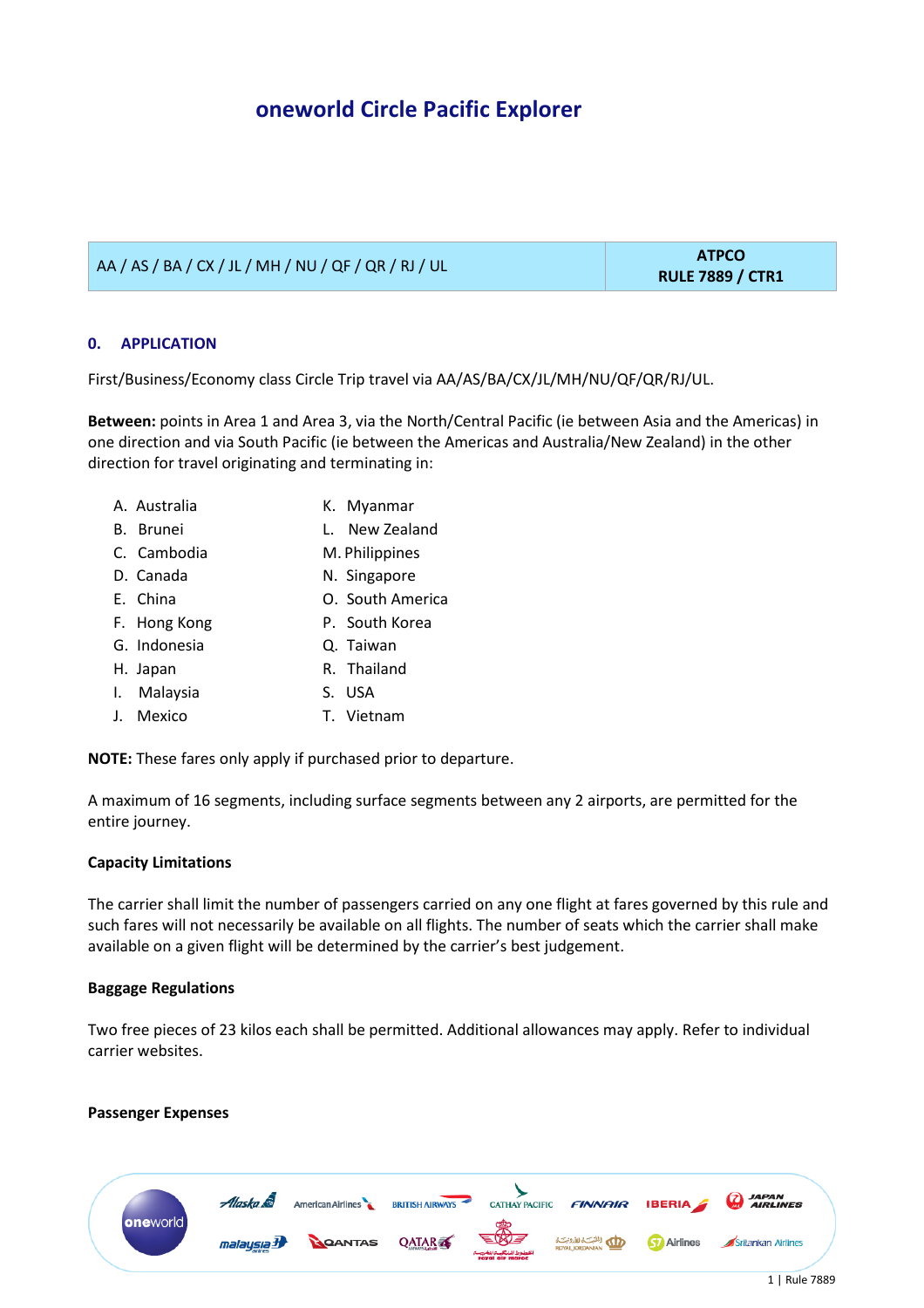# oneworld Circle Pacific Explorer

| AA / AS / BA / CX / JL / MH / NU / QF / QR / RJ / UL | ATPCO RULE 7889 / CTR1 |
|---|---|

## 0. APPLICATION

First/Business/Economy class Circle Trip travel via AA/AS/BA/CX/JL/MH/NU/QF/QR/RJ/UL.

**Between:** points in Area 1 and Area 3, via the North/Central Pacific (ie between Asia and the Americas) in one direction and via South Pacific (ie between the Americas and Australia/New Zealand) in the other direction for travel originating and terminating in:

A. Australia
B. Brunei
C. Cambodia
D. Canada
E. China
F. Hong Kong
G. Indonesia
H. Japan
I. Malaysia
J. Mexico
K. Myanmar
L. New Zealand
M. Philippines
N. Singapore
O. South America
P. South Korea
Q. Taiwan
R. Thailand
S. USA
T. Vietnam

**NOTE:** These fares only apply if purchased prior to departure.

A maximum of 16 segments, including surface segments between any 2 airports, are permitted for the entire journey.

**Capacity Limitations**

The carrier shall limit the number of passengers carried on any one flight at fares governed by this rule and such fares will not necessarily be available on all flights. The number of seats which the carrier shall make available on a given flight will be determined by the carrier's best judgement.

**Baggage Regulations**

Two free pieces of 23 kilos each shall be permitted. Additional allowances may apply. Refer to individual carrier websites.

**Passenger Expenses**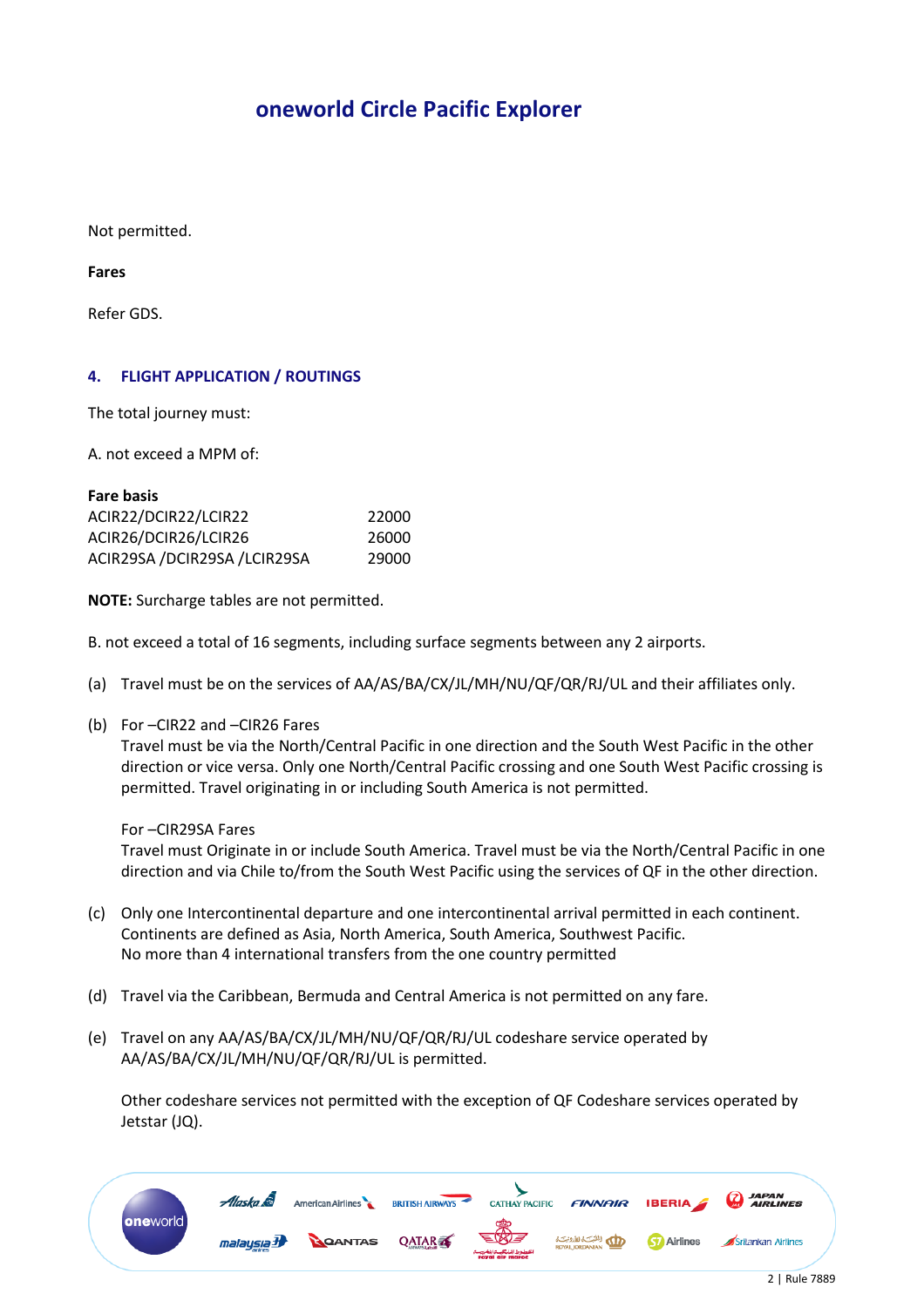# oneworld Circle Pacific Explorer

Not permitted.

**Fares**

Refer GDS.

## 4. FLIGHT APPLICATION / ROUTINGS

The total journey must:

A. not exceed a MPM of:

| **Fare basis** | |
|---|---|
| ACIR22/DCIR22/LCIR22 | 22000 |
| ACIR26/DCIR26/LCIR26 | 26000 |
| ACIR29SA /DCIR29SA /LCIR29SA | 29000 |

**NOTE:** Surcharge tables are not permitted.

B. not exceed a total of 16 segments, including surface segments between any 2 airports.

(a) Travel must be on the services of AA/AS/BA/CX/JL/MH/NU/QF/QR/RJ/UL and their affiliates only.

(b) For –CIR22 and –CIR26 Fares
Travel must be via the North/Central Pacific in one direction and the South West Pacific in the other direction or vice versa. Only one North/Central Pacific crossing and one South West Pacific crossing is permitted. Travel originating in or including South America is not permitted.

For –CIR29SA Fares
Travel must Originate in or include South America. Travel must be via the North/Central Pacific in one direction and via Chile to/from the South West Pacific using the services of QF in the other direction.

(c) Only one Intercontinental departure and one intercontinental arrival permitted in each continent. Continents are defined as Asia, North America, South America, Southwest Pacific.
No more than 4 international transfers from the one country permitted

(d) Travel via the Caribbean, Bermuda and Central America is not permitted on any fare.

(e) Travel on any AA/AS/BA/CX/JL/MH/NU/QF/QR/RJ/UL codeshare service operated by AA/AS/BA/CX/JL/MH/NU/QF/QR/RJ/UL is permitted.

Other codeshare services not permitted with the exception of QF Codeshare services operated by Jetstar (JQ).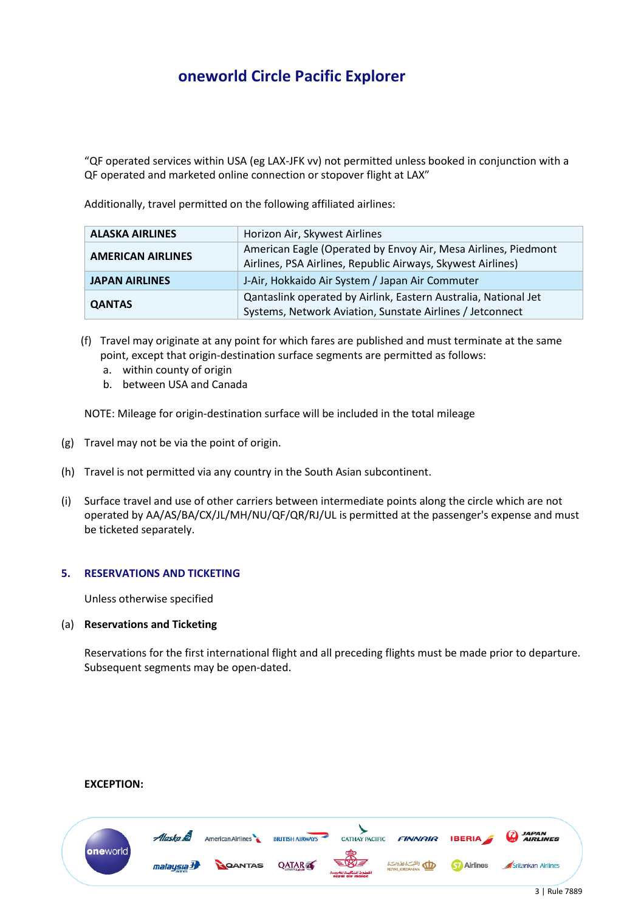# oneworld Circle Pacific Explorer

"QF operated services within USA (eg LAX-JFK vv) not permitted unless booked in conjunction with a QF operated and marketed online connection or stopover flight at LAX"

Additionally, travel permitted on the following affiliated airlines:

| | |
|---|---|
| **ALASKA AIRLINES** | Horizon Air, Skywest Airlines |
| **AMERICAN AIRLINES** | American Eagle (Operated by Envoy Air, Mesa Airlines, Piedmont Airlines, PSA Airlines, Republic Airways, Skywest Airlines) |
| **JAPAN AIRLINES** | J-Air, Hokkaido Air System / Japan Air Commuter |
| **QANTAS** | Qantaslink operated by Airlink, Eastern Australia, National Jet Systems, Network Aviation, Sunstate Airlines / Jetconnect |

(f) Travel may originate at any point for which fares are published and must terminate at the same point, except that origin-destination surface segments are permitted as follows:
   a. within county of origin
   b. between USA and Canada

NOTE: Mileage for origin-destination surface will be included in the total mileage

(g) Travel may not be via the point of origin.

(h) Travel is not permitted via any country in the South Asian subcontinent.

(i) Surface travel and use of other carriers between intermediate points along the circle which are not operated by AA/AS/BA/CX/JL/MH/NU/QF/QR/RJ/UL is permitted at the passenger's expense and must be ticketed separately.

## 5. RESERVATIONS AND TICKETING

Unless otherwise specified

(a) **Reservations and Ticketing**

Reservations for the first international flight and all preceding flights must be made prior to departure. Subsequent segments may be open-dated.

**EXCEPTION:**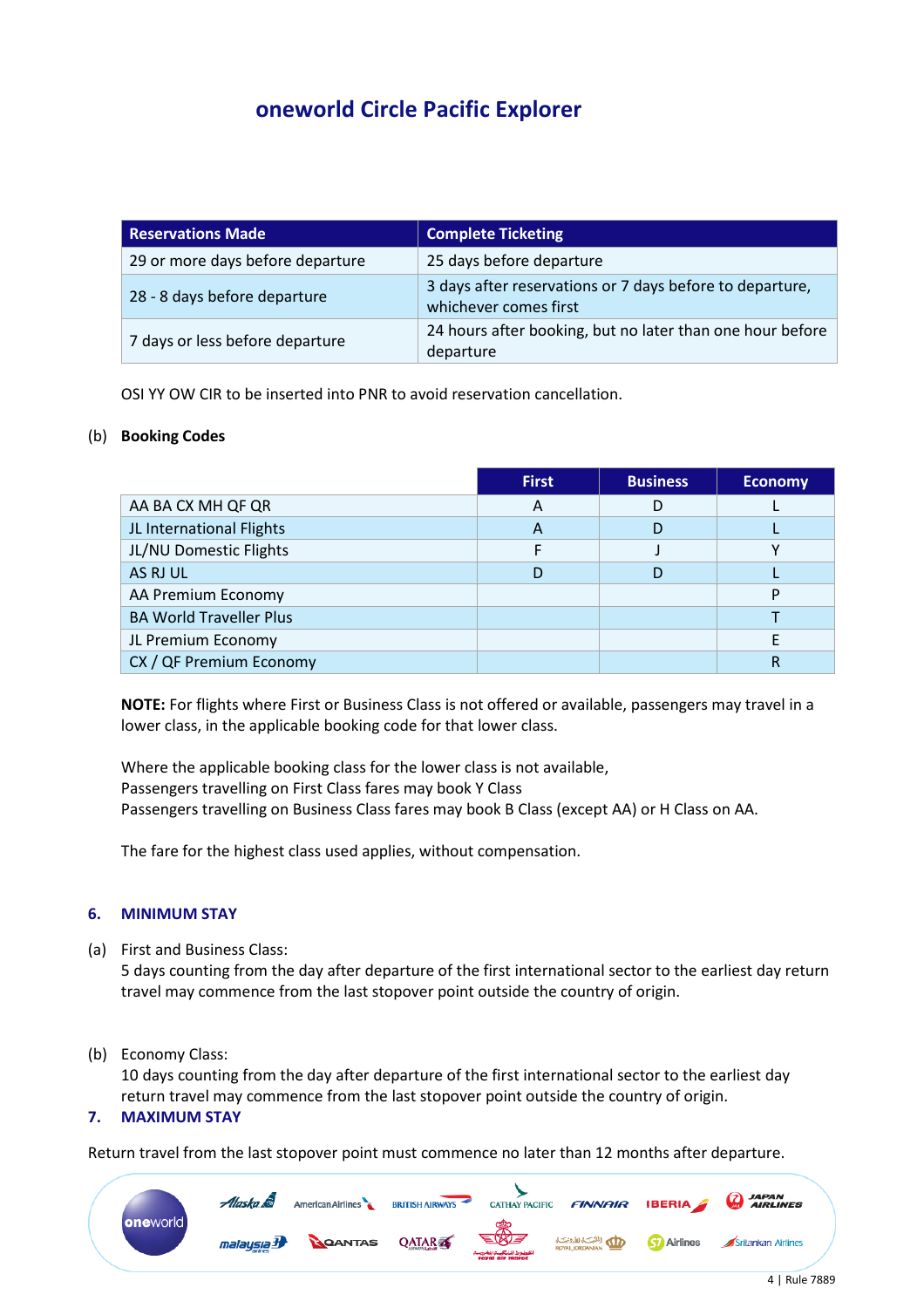# oneworld Circle Pacific Explorer

| Reservations Made | Complete Ticketing |
|---|---|
| 29 or more days before departure | 25 days before departure |
| 28 - 8 days before departure | 3 days after reservations or 7 days before to departure, whichever comes first |
| 7 days or less before departure | 24 hours after booking, but no later than one hour before departure |

OSI YY OW CIR to be inserted into PNR to avoid reservation cancellation.

(b) **Booking Codes**

| | First | Business | Economy |
|---|---|---|---|
| AA BA CX MH QF QR | A | D | L |
| JL International Flights | A | D | L |
| JL/NU Domestic Flights | F | J | Y |
| AS RJ UL | D | D | L |
| AA Premium Economy | | | P |
| BA World Traveller Plus | | | T |
| JL Premium Economy | | | E |
| CX / QF Premium Economy | | | R |

**NOTE:** For flights where First or Business Class is not offered or available, passengers may travel in a lower class, in the applicable booking code for that lower class.

Where the applicable booking class for the lower class is not available,
Passengers travelling on First Class fares may book Y Class
Passengers travelling on Business Class fares may book B Class (except AA) or H Class on AA.

The fare for the highest class used applies, without compensation.

## 6. MINIMUM STAY

(a) First and Business Class:
5 days counting from the day after departure of the first international sector to the earliest day return travel may commence from the last stopover point outside the country of origin.

(b) Economy Class:
10 days counting from the day after departure of the first international sector to the earliest day return travel may commence from the last stopover point outside the country of origin.

## 7. MAXIMUM STAY

Return travel from the last stopover point must commence no later than 12 months after departure.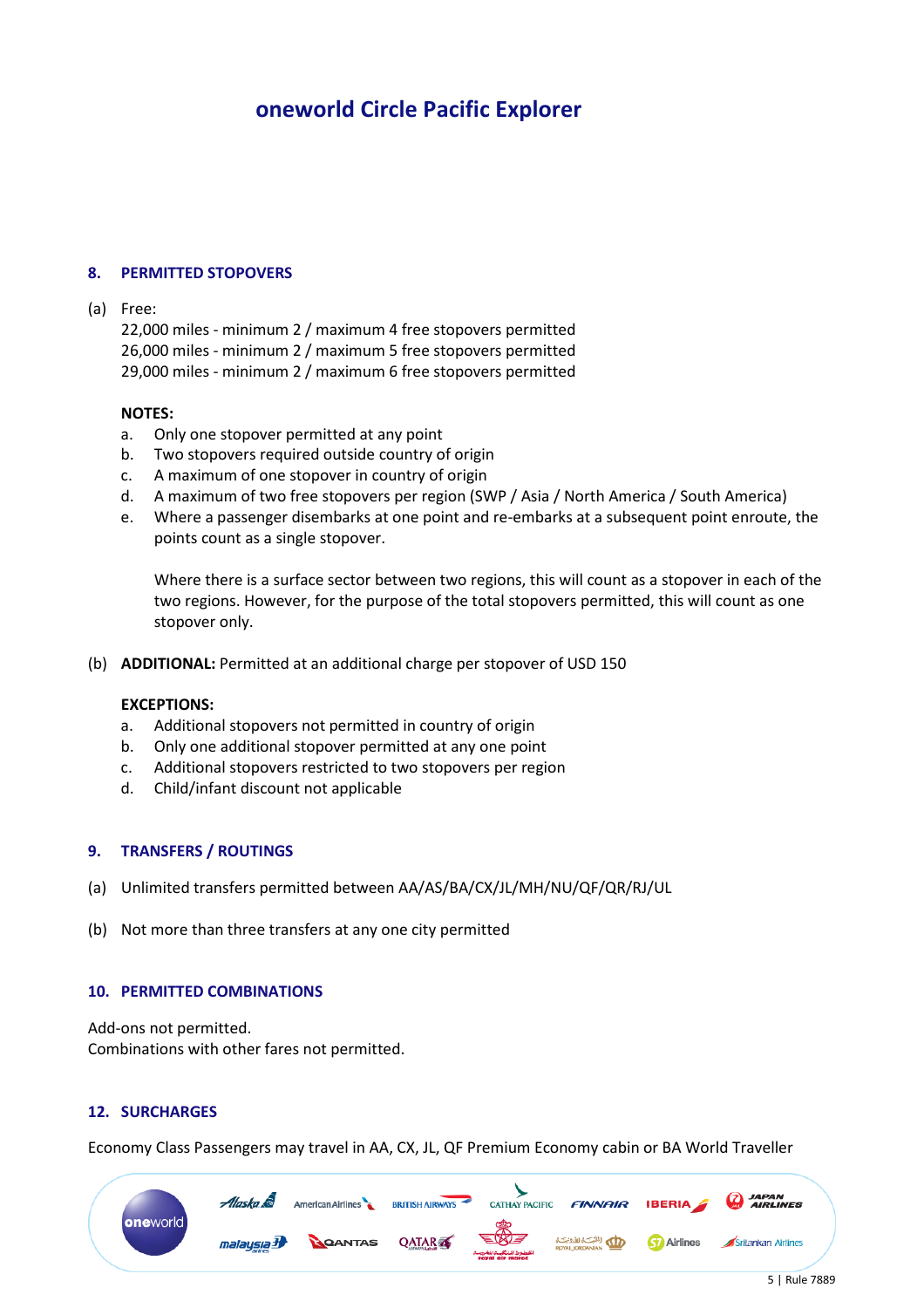# oneworld Circle Pacific Explorer

## 8. PERMITTED STOPOVERS

(a) Free:
22,000 miles - minimum 2 / maximum 4 free stopovers permitted
26,000 miles - minimum 2 / maximum 5 free stopovers permitted
29,000 miles - minimum 2 / maximum 6 free stopovers permitted

**NOTES:**

a. Only one stopover permitted at any point
b. Two stopovers required outside country of origin
c. A maximum of one stopover in country of origin
d. A maximum of two free stopovers per region (SWP / Asia / North America / South America)
e. Where a passenger disembarks at one point and re-embarks at a subsequent point enroute, the points count as a single stopover.

   Where there is a surface sector between two regions, this will count as a stopover in each of the two regions. However, for the purpose of the total stopovers permitted, this will count as one stopover only.

(b) **ADDITIONAL:** Permitted at an additional charge per stopover of USD 150

**EXCEPTIONS:**

a. Additional stopovers not permitted in country of origin
b. Only one additional stopover permitted at any one point
c. Additional stopovers restricted to two stopovers per region
d. Child/infant discount not applicable

## 9. TRANSFERS / ROUTINGS

(a) Unlimited transfers permitted between AA/AS/BA/CX/JL/MH/NU/QF/QR/RJ/UL

(b) Not more than three transfers at any one city permitted

## 10. PERMITTED COMBINATIONS

Add-ons not permitted.
Combinations with other fares not permitted.

## 12. SURCHARGES

Economy Class Passengers may travel in AA, CX, JL, QF Premium Economy cabin or BA World Traveller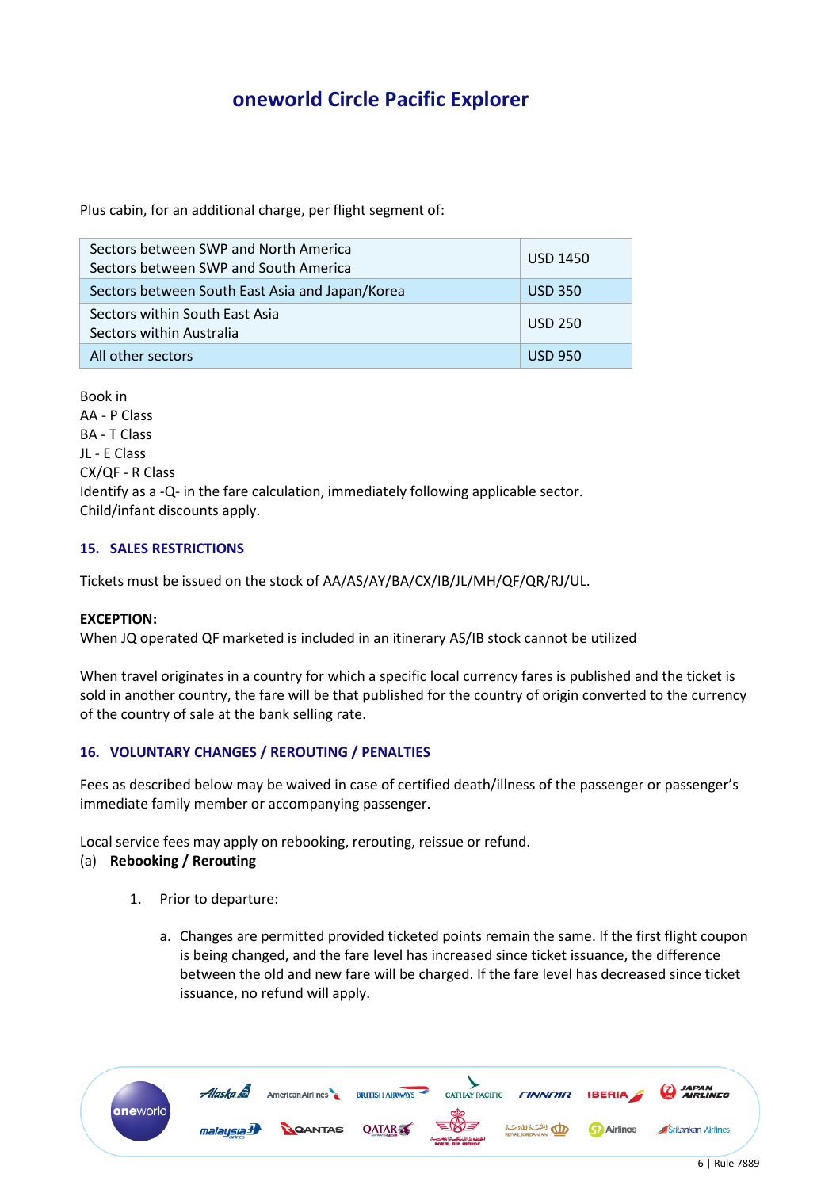## oneworld Circle Pacific Explorer

Plus cabin, for an additional charge, per flight segment of:

| Sectors | Charge |
|---|---|
| Sectors between SWP and North America<br>Sectors between SWP and South America | USD 1450 |
| Sectors between South East Asia and Japan/Korea | USD 350 |
| Sectors within South East Asia<br>Sectors within Australia | USD 250 |
| All other sectors | USD 950 |

Book in  
AA - P Class  
BA - T Class  
JL - E Class  
CX/QF - R Class  
Identify as a -Q- in the fare calculation, immediately following applicable sector.  
Child/infant discounts apply.

### 15. SALES RESTRICTIONS

Tickets must be issued on the stock of AA/AS/AY/BA/CX/IB/JL/MH/QF/QR/RJ/UL.

**EXCEPTION:**  
When JQ operated QF marketed is included in an itinerary AS/IB stock cannot be utilized

When travel originates in a country for which a specific local currency fares is published and the ticket is sold in another country, the fare will be that published for the country of origin converted to the currency of the country of sale at the bank selling rate.

### 16. VOLUNTARY CHANGES / REROUTING / PENALTIES

Fees as described below may be waived in case of certified death/illness of the passenger or passenger's immediate family member or accompanying passenger.

Local service fees may apply on rebooking, rerouting, reissue or refund.

(a) **Rebooking / Rerouting**

1. Prior to departure:

   a. Changes are permitted provided ticketed points remain the same. If the first flight coupon is being changed, and the fare level has increased since ticket issuance, the difference between the old and new fare will be charged. If the fare level has decreased since ticket issuance, no refund will apply.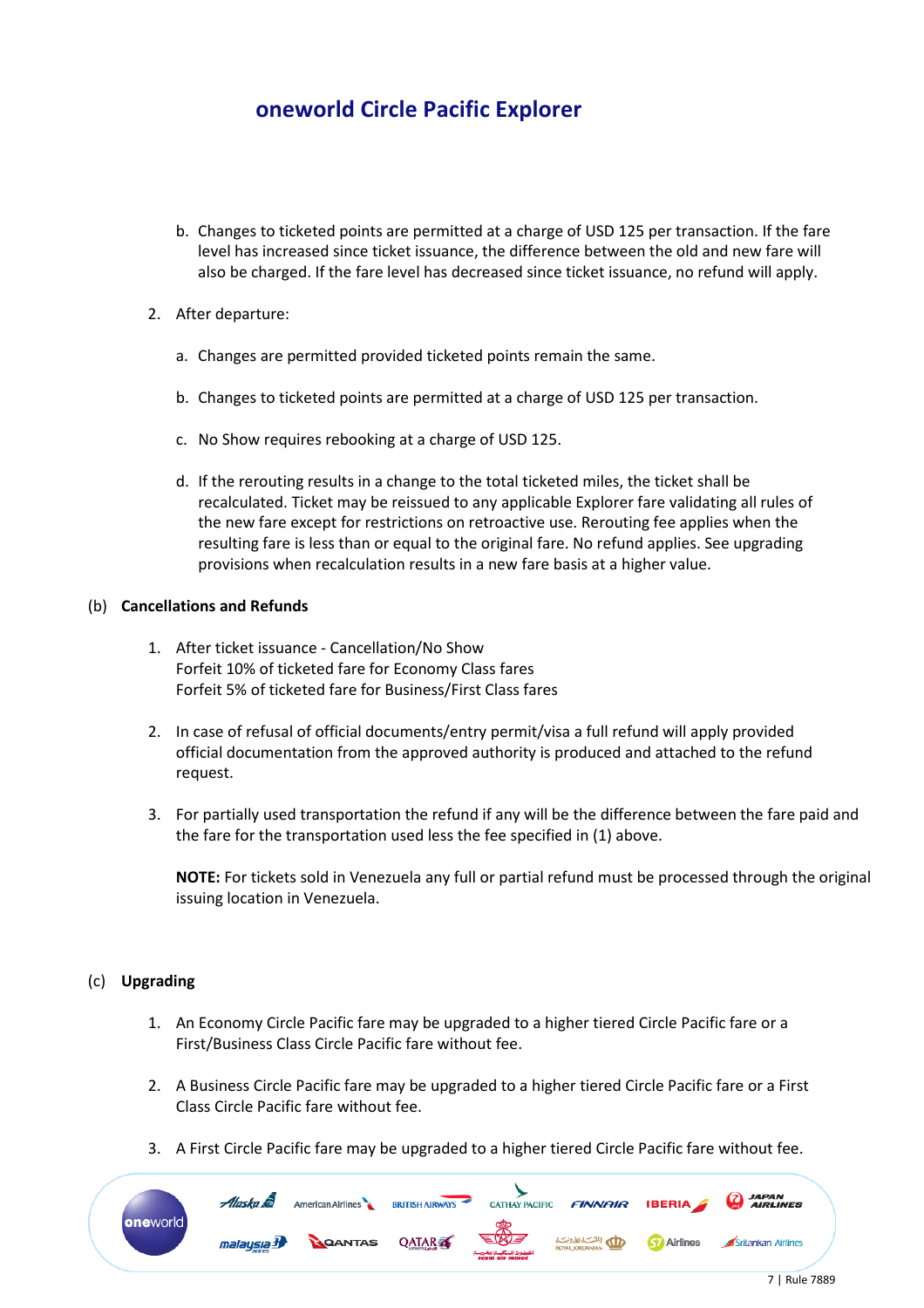b. Changes to ticketed points are permitted at a charge of USD 125 per transaction. If the fare level has increased since ticket issuance, the difference between the old and new fare will also be charged. If the fare level has decreased since ticket issuance, no refund will apply.

2. After departure:

   a. Changes are permitted provided ticketed points remain the same.

   b. Changes to ticketed points are permitted at a charge of USD 125 per transaction.

   c. No Show requires rebooking at a charge of USD 125.

   d. If the rerouting results in a change to the total ticketed miles, the ticket shall be recalculated. Ticket may be reissued to any applicable Explorer fare validating all rules of the new fare except for restrictions on retroactive use. Rerouting fee applies when the resulting fare is less than or equal to the original fare. No refund applies. See upgrading provisions when recalculation results in a new fare basis at a higher value.

(b) **Cancellations and Refunds**

1. After ticket issuance - Cancellation/No Show
   Forfeit 10% of ticketed fare for Economy Class fares
   Forfeit 5% of ticketed fare for Business/First Class fares

2. In case of refusal of official documents/entry permit/visa a full refund will apply provided official documentation from the approved authority is produced and attached to the refund request.

3. For partially used transportation the refund if any will be the difference between the fare paid and the fare for the transportation used less the fee specified in (1) above.

   **NOTE:** For tickets sold in Venezuela any full or partial refund must be processed through the original issuing location in Venezuela.

(c) **Upgrading**

1. An Economy Circle Pacific fare may be upgraded to a higher tiered Circle Pacific fare or a First/Business Class Circle Pacific fare without fee.

2. A Business Circle Pacific fare may be upgraded to a higher tiered Circle Pacific fare or a First Class Circle Pacific fare without fee.

3. A First Circle Pacific fare may be upgraded to a higher tiered Circle Pacific fare without fee.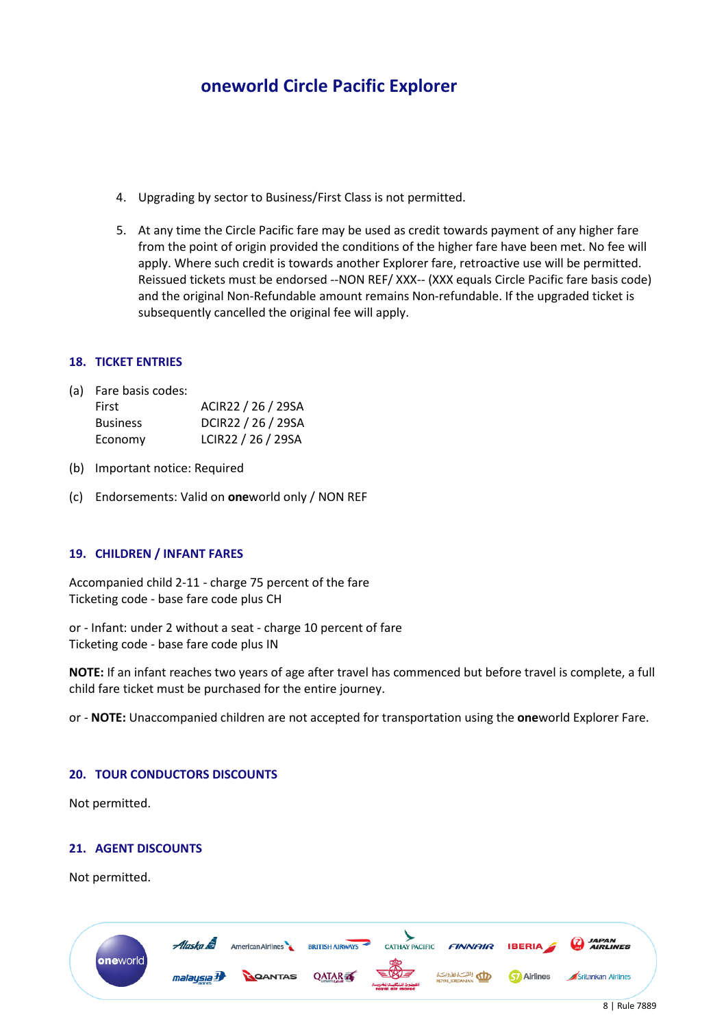4. Upgrading by sector to Business/First Class is not permitted.

5. At any time the Circle Pacific fare may be used as credit towards payment of any higher fare from the point of origin provided the conditions of the higher fare have been met. No fee will apply. Where such credit is towards another Explorer fare, retroactive use will be permitted. Reissued tickets must be endorsed --NON REF/ XXX-- (XXX equals Circle Pacific fare basis code) and the original Non-Refundable amount remains Non-refundable. If the upgraded ticket is subsequently cancelled the original fee will apply.

## 18. TICKET ENTRIES

(a) Fare basis codes:

| | |
|---|---|
| First | ACIR22 / 26 / 29SA |
| Business | DCIR22 / 26 / 29SA |
| Economy | LCIR22 / 26 / 29SA |

(b) Important notice: Required

(c) Endorsements: Valid on **one**world only / NON REF

## 19. CHILDREN / INFANT FARES

Accompanied child 2-11 - charge 75 percent of the fare
Ticketing code - base fare code plus CH

or - Infant: under 2 without a seat - charge 10 percent of fare
Ticketing code - base fare code plus IN

**NOTE:** If an infant reaches two years of age after travel has commenced but before travel is complete, a full child fare ticket must be purchased for the entire journey.

or - **NOTE:** Unaccompanied children are not accepted for transportation using the **one**world Explorer Fare.

## 20. TOUR CONDUCTORS DISCOUNTS

Not permitted.

## 21. AGENT DISCOUNTS

Not permitted.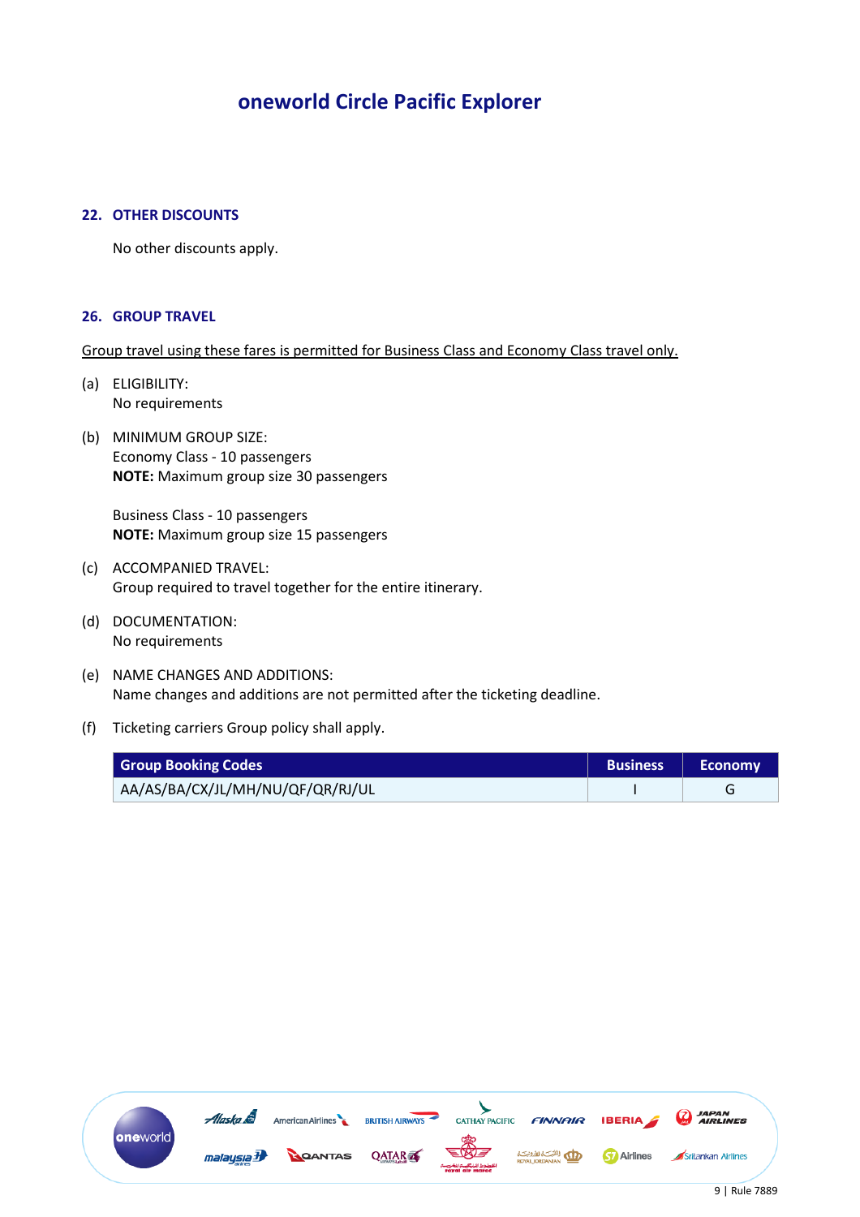# oneworld Circle Pacific Explorer

## 22. OTHER DISCOUNTS

No other discounts apply.

## 26. GROUP TRAVEL

Group travel using these fares is permitted for Business Class and Economy Class travel only.

(a) ELIGIBILITY:
No requirements

(b) MINIMUM GROUP SIZE:
Economy Class - 10 passengers
**NOTE:** Maximum group size 30 passengers

Business Class - 10 passengers
**NOTE:** Maximum group size 15 passengers

(c) ACCOMPANIED TRAVEL:
Group required to travel together for the entire itinerary.

(d) DOCUMENTATION:
No requirements

(e) NAME CHANGES AND ADDITIONS:
Name changes and additions are not permitted after the ticketing deadline.

(f) Ticketing carriers Group policy shall apply.

| Group Booking Codes | Business | Economy |
|---|---|---|
| AA/AS/BA/CX/JL/MH/NU/QF/QR/RJ/UL | I | G |